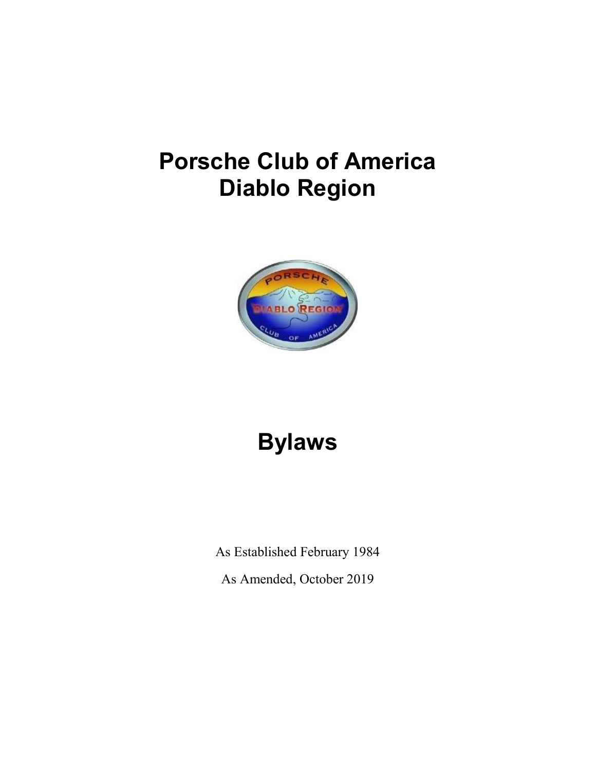# Porsche Club of America
# Diablo Region

# Bylaws

As Established February 1984

As Amended, October 2019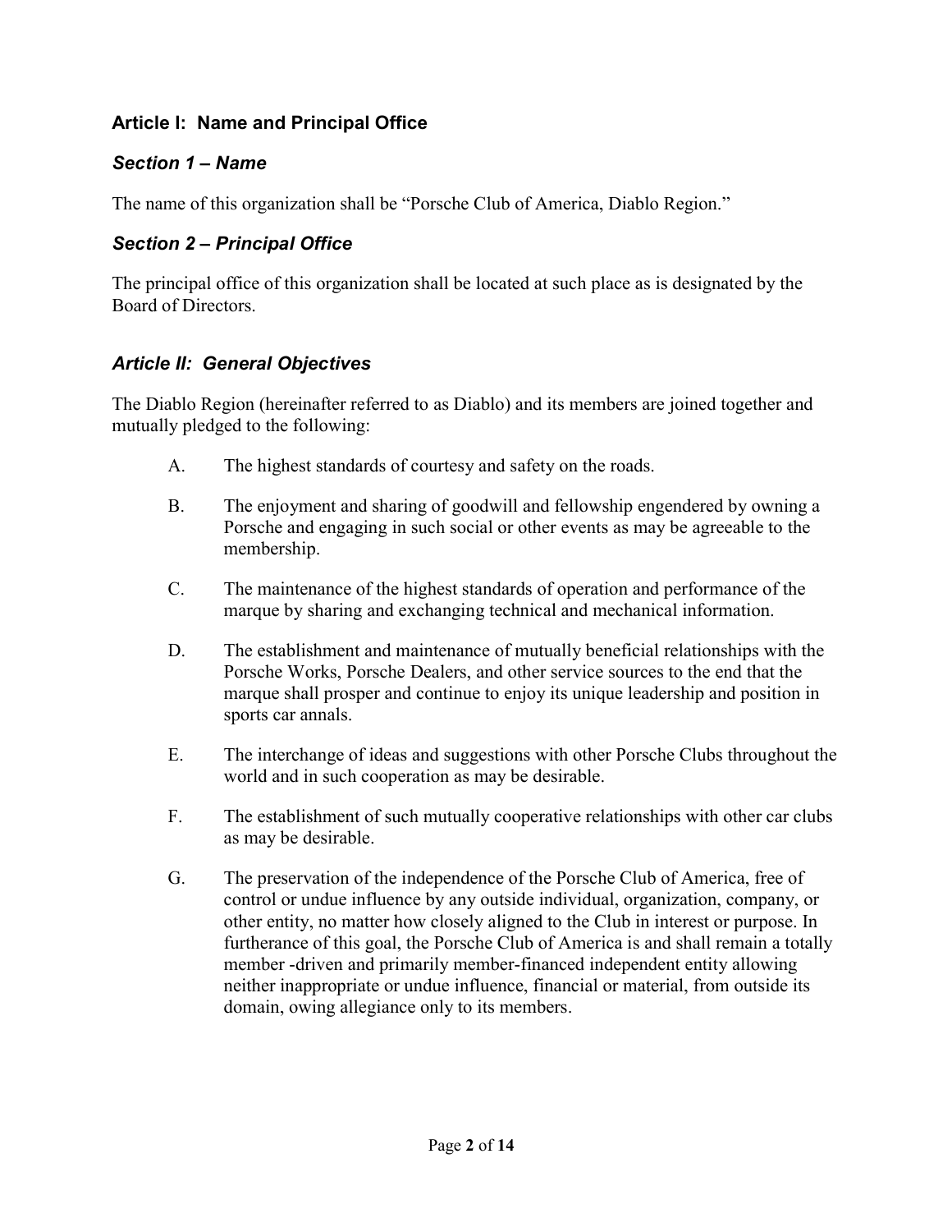## Article I: Name and Principal Office

### *Section 1 – Name*

The name of this organization shall be "Porsche Club of America, Diablo Region."

### *Section 2 – Principal Office*

The principal office of this organization shall be located at such place as is designated by the Board of Directors.

## *Article II: General Objectives*

The Diablo Region (hereinafter referred to as Diablo) and its members are joined together and mutually pledged to the following:

A. The highest standards of courtesy and safety on the roads.

B. The enjoyment and sharing of goodwill and fellowship engendered by owning a Porsche and engaging in such social or other events as may be agreeable to the membership.

C. The maintenance of the highest standards of operation and performance of the marque by sharing and exchanging technical and mechanical information.

D. The establishment and maintenance of mutually beneficial relationships with the Porsche Works, Porsche Dealers, and other service sources to the end that the marque shall prosper and continue to enjoy its unique leadership and position in sports car annals.

E. The interchange of ideas and suggestions with other Porsche Clubs throughout the world and in such cooperation as may be desirable.

F. The establishment of such mutually cooperative relationships with other car clubs as may be desirable.

G. The preservation of the independence of the Porsche Club of America, free of control or undue influence by any outside individual, organization, company, or other entity, no matter how closely aligned to the Club in interest or purpose. In furtherance of this goal, the Porsche Club of America is and shall remain a totally member -driven and primarily member-financed independent entity allowing neither inappropriate or undue influence, financial or material, from outside its domain, owing allegiance only to its members.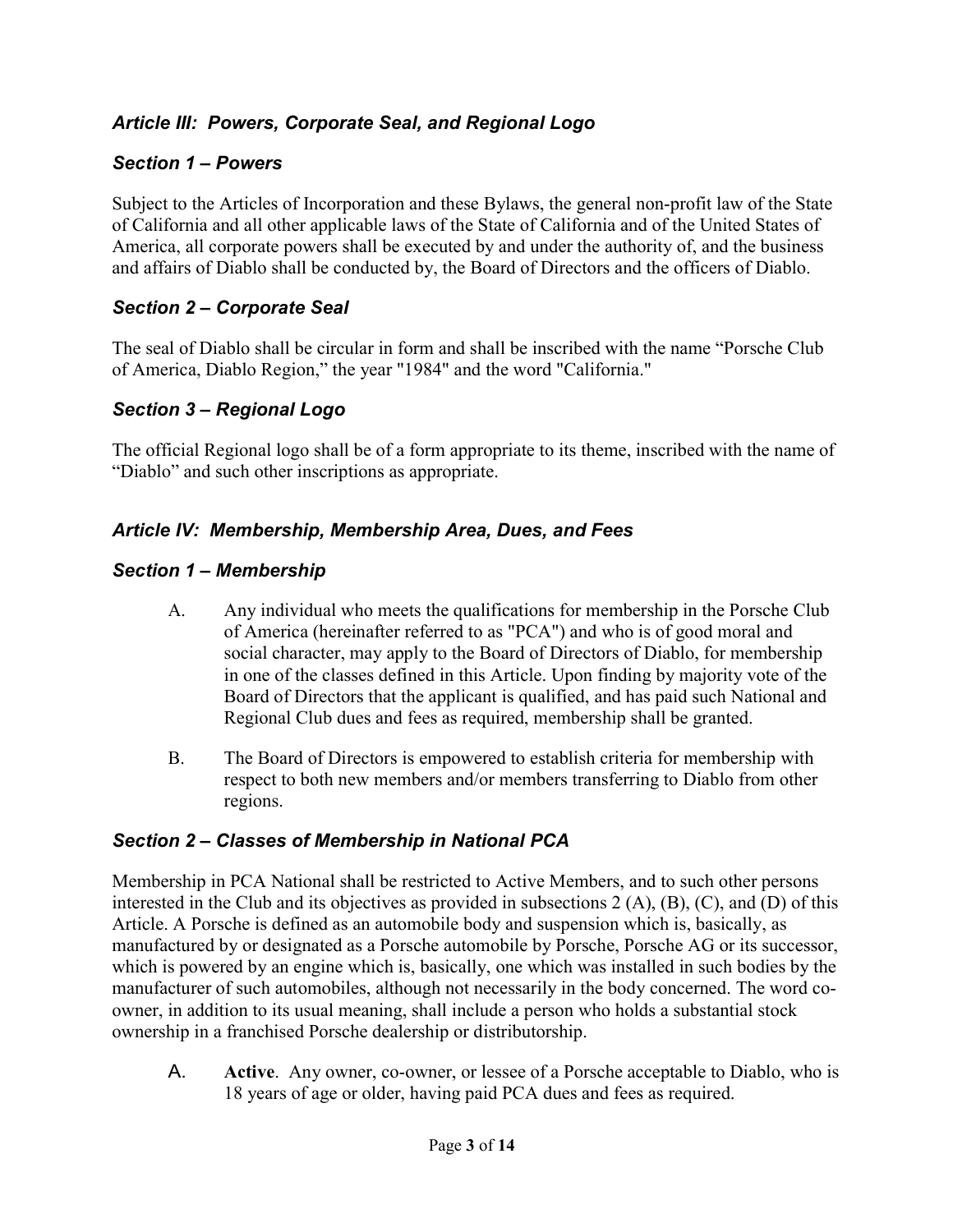## *Article III: Powers, Corporate Seal, and Regional Logo*

### *Section 1 – Powers*

Subject to the Articles of Incorporation and these Bylaws, the general non-profit law of the State of California and all other applicable laws of the State of California and of the United States of America, all corporate powers shall be executed by and under the authority of, and the business and affairs of Diablo shall be conducted by, the Board of Directors and the officers of Diablo.

### *Section 2 – Corporate Seal*

The seal of Diablo shall be circular in form and shall be inscribed with the name "Porsche Club of America, Diablo Region," the year "1984" and the word "California."

### *Section 3 – Regional Logo*

The official Regional logo shall be of a form appropriate to its theme, inscribed with the name of "Diablo" and such other inscriptions as appropriate.

## *Article IV: Membership, Membership Area, Dues, and Fees*

### *Section 1 – Membership*

A. Any individual who meets the qualifications for membership in the Porsche Club of America (hereinafter referred to as "PCA") and who is of good moral and social character, may apply to the Board of Directors of Diablo, for membership in one of the classes defined in this Article. Upon finding by majority vote of the Board of Directors that the applicant is qualified, and has paid such National and Regional Club dues and fees as required, membership shall be granted.

B. The Board of Directors is empowered to establish criteria for membership with respect to both new members and/or members transferring to Diablo from other regions.

### *Section 2 – Classes of Membership in National PCA*

Membership in PCA National shall be restricted to Active Members, and to such other persons interested in the Club and its objectives as provided in subsections 2 (A), (B), (C), and (D) of this Article. A Porsche is defined as an automobile body and suspension which is, basically, as manufactured by or designated as a Porsche automobile by Porsche, Porsche AG or its successor, which is powered by an engine which is, basically, one which was installed in such bodies by the manufacturer of such automobiles, although not necessarily in the body concerned. The word co-owner, in addition to its usual meaning, shall include a person who holds a substantial stock ownership in a franchised Porsche dealership or distributorship.

A. **Active**. Any owner, co-owner, or lessee of a Porsche acceptable to Diablo, who is 18 years of age or older, having paid PCA dues and fees as required.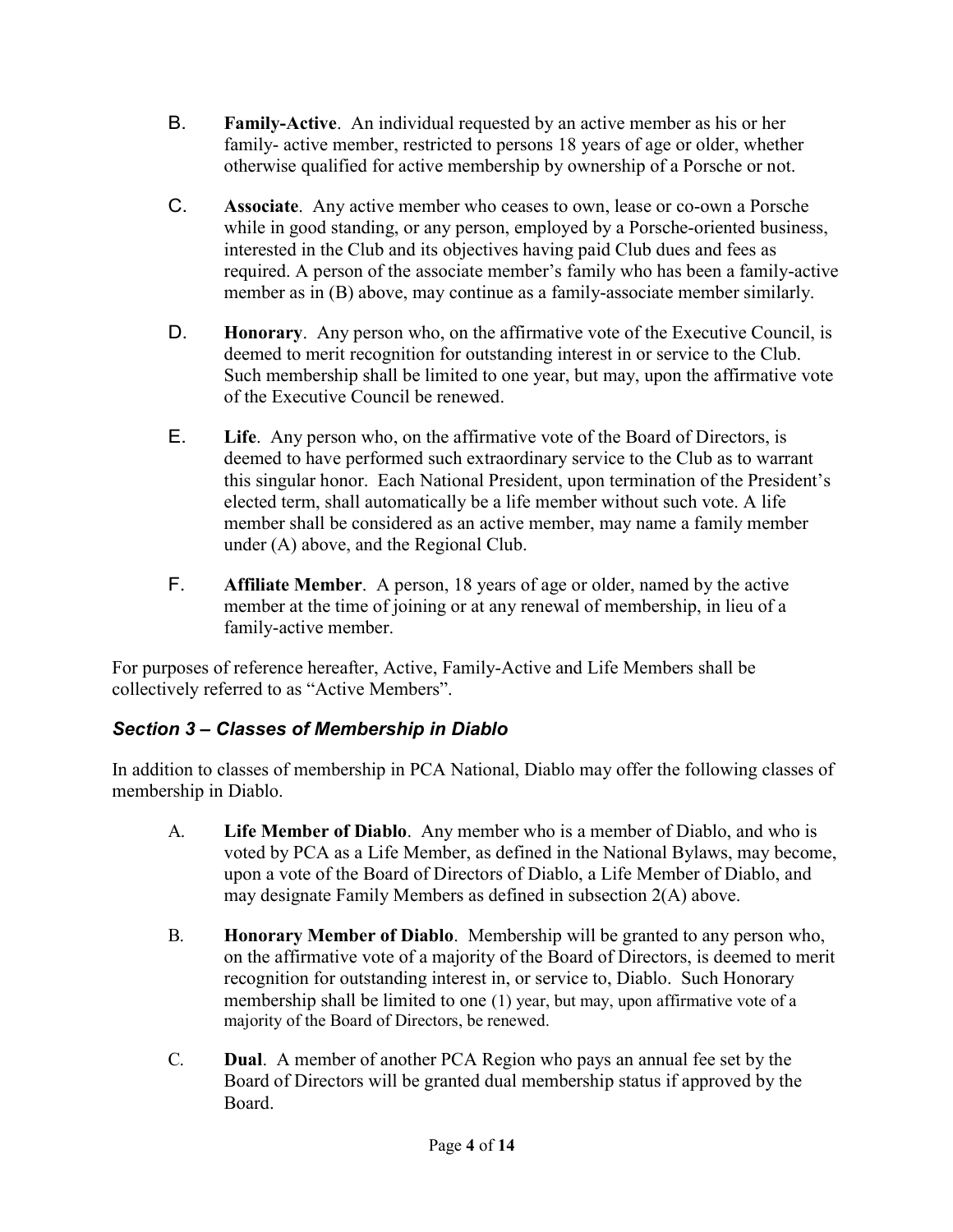B. **Family-Active**. An individual requested by an active member as his or her family- active member, restricted to persons 18 years of age or older, whether otherwise qualified for active membership by ownership of a Porsche or not.

C. **Associate**. Any active member who ceases to own, lease or co-own a Porsche while in good standing, or any person, employed by a Porsche-oriented business, interested in the Club and its objectives having paid Club dues and fees as required. A person of the associate member's family who has been a family-active member as in (B) above, may continue as a family-associate member similarly.

D. **Honorary**. Any person who, on the affirmative vote of the Executive Council, is deemed to merit recognition for outstanding interest in or service to the Club. Such membership shall be limited to one year, but may, upon the affirmative vote of the Executive Council be renewed.

E. **Life**. Any person who, on the affirmative vote of the Board of Directors, is deemed to have performed such extraordinary service to the Club as to warrant this singular honor. Each National President, upon termination of the President's elected term, shall automatically be a life member without such vote. A life member shall be considered as an active member, may name a family member under (A) above, and the Regional Club.

F. **Affiliate Member**. A person, 18 years of age or older, named by the active member at the time of joining or at any renewal of membership, in lieu of a family-active member.

For purposes of reference hereafter, Active, Family-Active and Life Members shall be collectively referred to as "Active Members".

### *Section 3 – Classes of Membership in Diablo*

In addition to classes of membership in PCA National, Diablo may offer the following classes of membership in Diablo.

A. **Life Member of Diablo**. Any member who is a member of Diablo, and who is voted by PCA as a Life Member, as defined in the National Bylaws, may become, upon a vote of the Board of Directors of Diablo, a Life Member of Diablo, and may designate Family Members as defined in subsection 2(A) above.

B. **Honorary Member of Diablo**. Membership will be granted to any person who, on the affirmative vote of a majority of the Board of Directors, is deemed to merit recognition for outstanding interest in, or service to, Diablo. Such Honorary membership shall be limited to one (1) year, but may, upon affirmative vote of a majority of the Board of Directors, be renewed.

C. **Dual**. A member of another PCA Region who pays an annual fee set by the Board of Directors will be granted dual membership status if approved by the Board.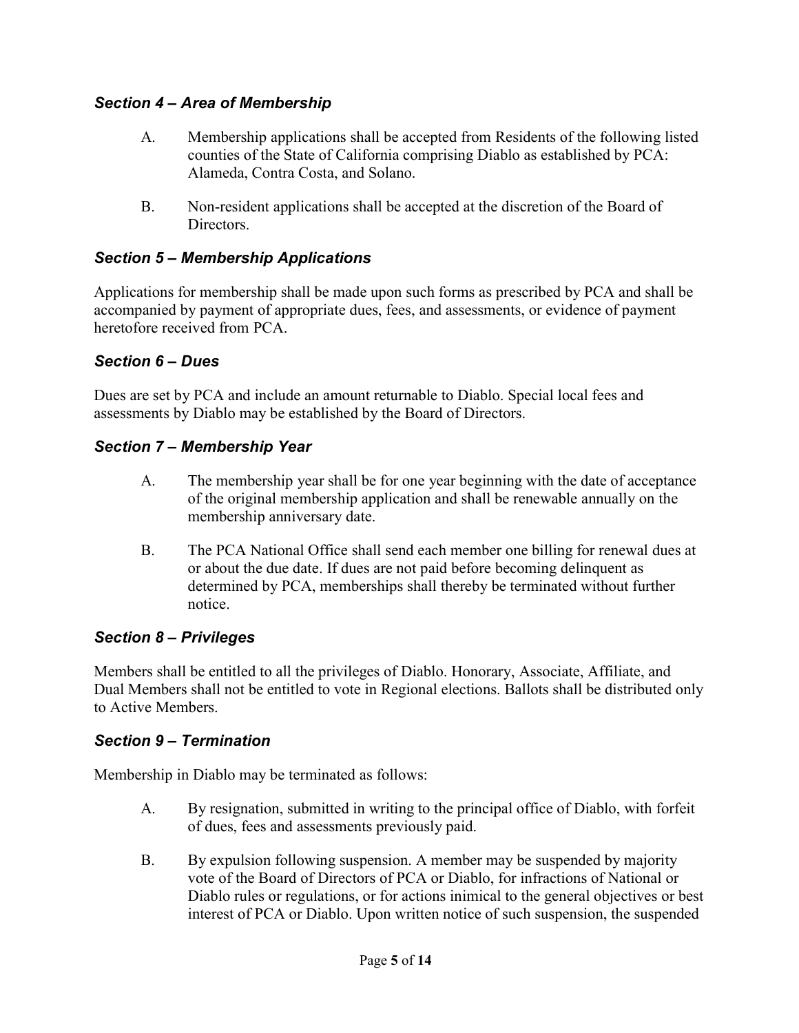### *Section 4 – Area of Membership*

A. Membership applications shall be accepted from Residents of the following listed counties of the State of California comprising Diablo as established by PCA: Alameda, Contra Costa, and Solano.

B. Non-resident applications shall be accepted at the discretion of the Board of Directors.

### *Section 5 – Membership Applications*

Applications for membership shall be made upon such forms as prescribed by PCA and shall be accompanied by payment of appropriate dues, fees, and assessments, or evidence of payment heretofore received from PCA.

### *Section 6 – Dues*

Dues are set by PCA and include an amount returnable to Diablo. Special local fees and assessments by Diablo may be established by the Board of Directors.

### *Section 7 – Membership Year*

A. The membership year shall be for one year beginning with the date of acceptance of the original membership application and shall be renewable annually on the membership anniversary date.

B. The PCA National Office shall send each member one billing for renewal dues at or about the due date. If dues are not paid before becoming delinquent as determined by PCA, memberships shall thereby be terminated without further notice.

### *Section 8 – Privileges*

Members shall be entitled to all the privileges of Diablo. Honorary, Associate, Affiliate, and Dual Members shall not be entitled to vote in Regional elections. Ballots shall be distributed only to Active Members.

### *Section 9 – Termination*

Membership in Diablo may be terminated as follows:

A. By resignation, submitted in writing to the principal office of Diablo, with forfeit of dues, fees and assessments previously paid.

B. By expulsion following suspension. A member may be suspended by majority vote of the Board of Directors of PCA or Diablo, for infractions of National or Diablo rules or regulations, or for actions inimical to the general objectives or best interest of PCA or Diablo. Upon written notice of such suspension, the suspended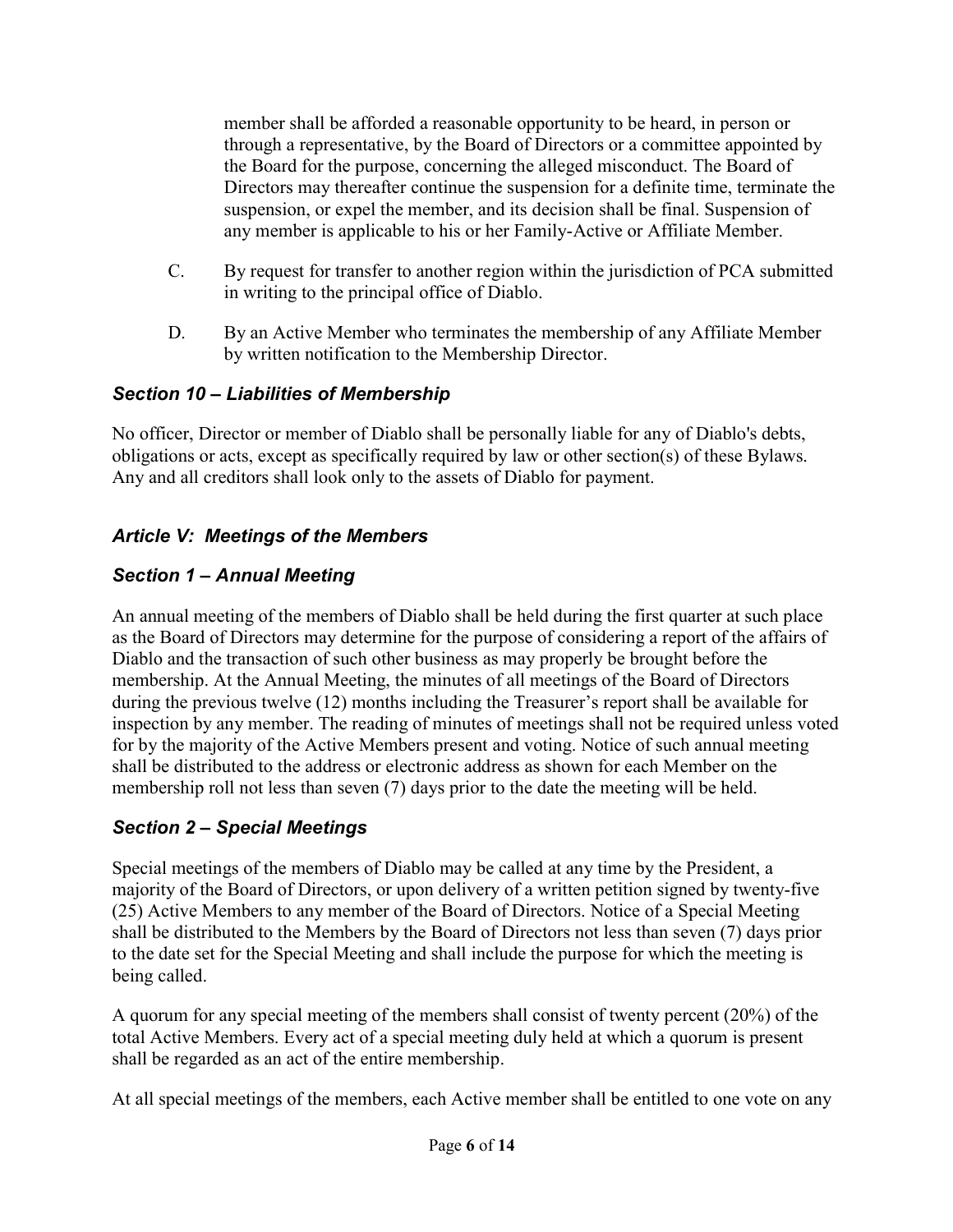member shall be afforded a reasonable opportunity to be heard, in person or through a representative, by the Board of Directors or a committee appointed by the Board for the purpose, concerning the alleged misconduct. The Board of Directors may thereafter continue the suspension for a definite time, terminate the suspension, or expel the member, and its decision shall be final. Suspension of any member is applicable to his or her Family-Active or Affiliate Member.

C. By request for transfer to another region within the jurisdiction of PCA submitted in writing to the principal office of Diablo.

D. By an Active Member who terminates the membership of any Affiliate Member by written notification to the Membership Director.

### *Section 10 – Liabilities of Membership*

No officer, Director or member of Diablo shall be personally liable for any of Diablo's debts, obligations or acts, except as specifically required by law or other section(s) of these Bylaws. Any and all creditors shall look only to the assets of Diablo for payment.

## *Article V: Meetings of the Members*

### *Section 1 – Annual Meeting*

An annual meeting of the members of Diablo shall be held during the first quarter at such place as the Board of Directors may determine for the purpose of considering a report of the affairs of Diablo and the transaction of such other business as may properly be brought before the membership. At the Annual Meeting, the minutes of all meetings of the Board of Directors during the previous twelve (12) months including the Treasurer's report shall be available for inspection by any member. The reading of minutes of meetings shall not be required unless voted for by the majority of the Active Members present and voting. Notice of such annual meeting shall be distributed to the address or electronic address as shown for each Member on the membership roll not less than seven (7) days prior to the date the meeting will be held.

### *Section 2 – Special Meetings*

Special meetings of the members of Diablo may be called at any time by the President, a majority of the Board of Directors, or upon delivery of a written petition signed by twenty-five (25) Active Members to any member of the Board of Directors. Notice of a Special Meeting shall be distributed to the Members by the Board of Directors not less than seven (7) days prior to the date set for the Special Meeting and shall include the purpose for which the meeting is being called.

A quorum for any special meeting of the members shall consist of twenty percent (20%) of the total Active Members. Every act of a special meeting duly held at which a quorum is present shall be regarded as an act of the entire membership.

At all special meetings of the members, each Active member shall be entitled to one vote on any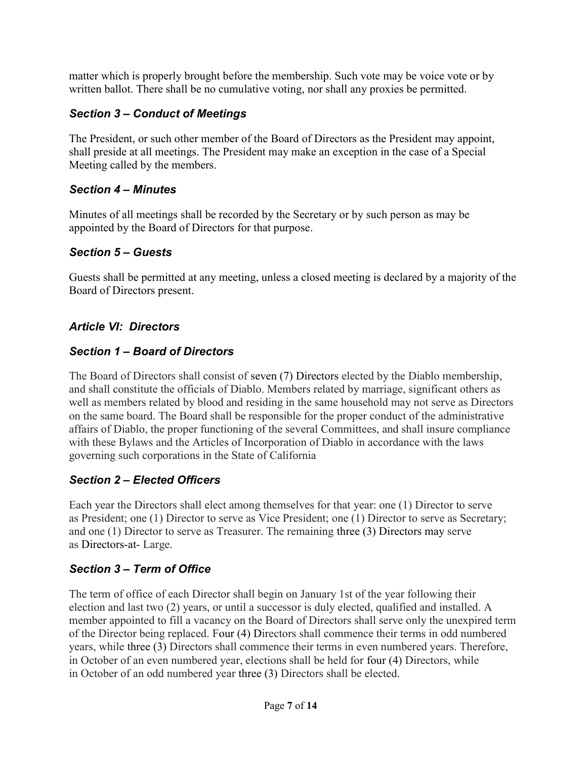matter which is properly brought before the membership. Such vote may be voice vote or by written ballot. There shall be no cumulative voting, nor shall any proxies be permitted.

### *Section 3 – Conduct of Meetings*

The President, or such other member of the Board of Directors as the President may appoint, shall preside at all meetings. The President may make an exception in the case of a Special Meeting called by the members.

### *Section 4 – Minutes*

Minutes of all meetings shall be recorded by the Secretary or by such person as may be appointed by the Board of Directors for that purpose.

### *Section 5 – Guests*

Guests shall be permitted at any meeting, unless a closed meeting is declared by a majority of the Board of Directors present.

## *Article VI: Directors*

### *Section 1 – Board of Directors*

The Board of Directors shall consist of seven (7) Directors elected by the Diablo membership, and shall constitute the officials of Diablo. Members related by marriage, significant others as well as members related by blood and residing in the same household may not serve as Directors on the same board. The Board shall be responsible for the proper conduct of the administrative affairs of Diablo, the proper functioning of the several Committees, and shall insure compliance with these Bylaws and the Articles of Incorporation of Diablo in accordance with the laws governing such corporations in the State of California

### *Section 2 – Elected Officers*

Each year the Directors shall elect among themselves for that year: one (1) Director to serve as President; one (1) Director to serve as Vice President; one (1) Director to serve as Secretary; and one (1) Director to serve as Treasurer. The remaining three (3) Directors may serve as Directors-at- Large.

### *Section 3 – Term of Office*

The term of office of each Director shall begin on January 1st of the year following their election and last two (2) years, or until a successor is duly elected, qualified and installed. A member appointed to fill a vacancy on the Board of Directors shall serve only the unexpired term of the Director being replaced. Four (4) Directors shall commence their terms in odd numbered years, while three (3) Directors shall commence their terms in even numbered years. Therefore, in October of an even numbered year, elections shall be held for four (4) Directors, while in October of an odd numbered year three (3) Directors shall be elected.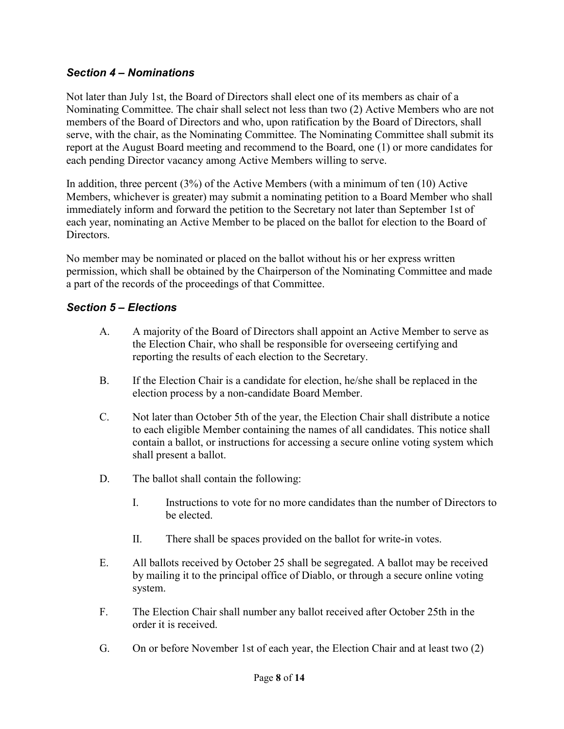### *Section 4 – Nominations*

Not later than July 1st, the Board of Directors shall elect one of its members as chair of a Nominating Committee. The chair shall select not less than two (2) Active Members who are not members of the Board of Directors and who, upon ratification by the Board of Directors, shall serve, with the chair, as the Nominating Committee. The Nominating Committee shall submit its report at the August Board meeting and recommend to the Board, one (1) or more candidates for each pending Director vacancy among Active Members willing to serve.

In addition, three percent (3%) of the Active Members (with a minimum of ten (10) Active Members, whichever is greater) may submit a nominating petition to a Board Member who shall immediately inform and forward the petition to the Secretary not later than September 1st of each year, nominating an Active Member to be placed on the ballot for election to the Board of Directors.

No member may be nominated or placed on the ballot without his or her express written permission, which shall be obtained by the Chairperson of the Nominating Committee and made a part of the records of the proceedings of that Committee.

### *Section 5 – Elections*

A. A majority of the Board of Directors shall appoint an Active Member to serve as the Election Chair, who shall be responsible for overseeing certifying and reporting the results of each election to the Secretary.

B. If the Election Chair is a candidate for election, he/she shall be replaced in the election process by a non-candidate Board Member.

C. Not later than October 5th of the year, the Election Chair shall distribute a notice to each eligible Member containing the names of all candidates. This notice shall contain a ballot, or instructions for accessing a secure online voting system which shall present a ballot.

D. The ballot shall contain the following:

   I. Instructions to vote for no more candidates than the number of Directors to be elected.

   II. There shall be spaces provided on the ballot for write-in votes.

E. All ballots received by October 25 shall be segregated. A ballot may be received by mailing it to the principal office of Diablo, or through a secure online voting system.

F. The Election Chair shall number any ballot received after October 25th in the order it is received.

G. On or before November 1st of each year, the Election Chair and at least two (2)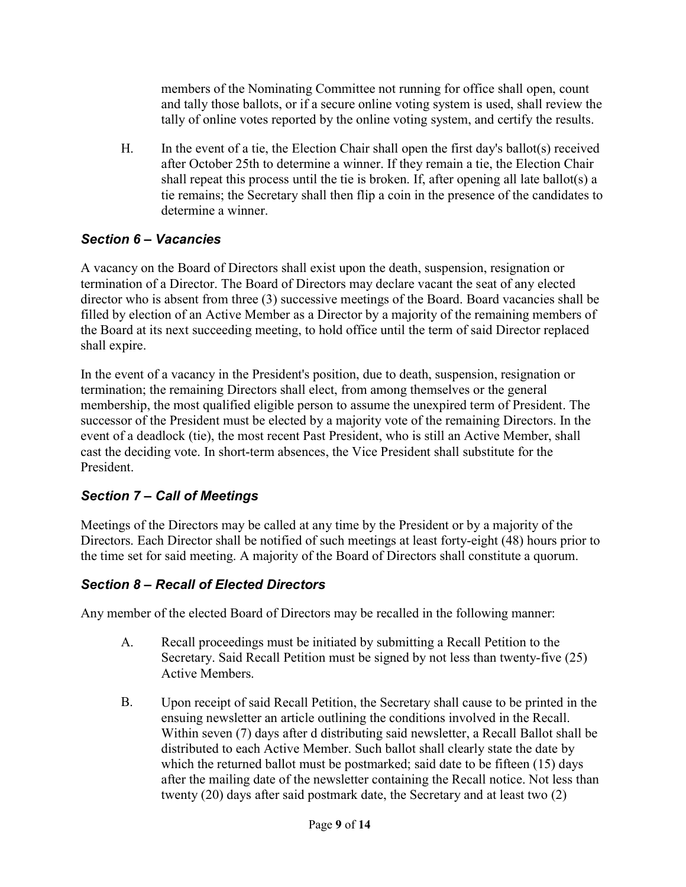members of the Nominating Committee not running for office shall open, count and tally those ballots, or if a secure online voting system is used, shall review the tally of online votes reported by the online voting system, and certify the results.

H. In the event of a tie, the Election Chair shall open the first day's ballot(s) received after October 25th to determine a winner. If they remain a tie, the Election Chair shall repeat this process until the tie is broken. If, after opening all late ballot(s) a tie remains; the Secretary shall then flip a coin in the presence of the candidates to determine a winner.

### *Section 6 – Vacancies*

A vacancy on the Board of Directors shall exist upon the death, suspension, resignation or termination of a Director. The Board of Directors may declare vacant the seat of any elected director who is absent from three (3) successive meetings of the Board. Board vacancies shall be filled by election of an Active Member as a Director by a majority of the remaining members of the Board at its next succeeding meeting, to hold office until the term of said Director replaced shall expire.

In the event of a vacancy in the President's position, due to death, suspension, resignation or termination; the remaining Directors shall elect, from among themselves or the general membership, the most qualified eligible person to assume the unexpired term of President. The successor of the President must be elected by a majority vote of the remaining Directors. In the event of a deadlock (tie), the most recent Past President, who is still an Active Member, shall cast the deciding vote. In short-term absences, the Vice President shall substitute for the President.

### *Section 7 – Call of Meetings*

Meetings of the Directors may be called at any time by the President or by a majority of the Directors. Each Director shall be notified of such meetings at least forty-eight (48) hours prior to the time set for said meeting. A majority of the Board of Directors shall constitute a quorum.

### *Section 8 – Recall of Elected Directors*

Any member of the elected Board of Directors may be recalled in the following manner:

A. Recall proceedings must be initiated by submitting a Recall Petition to the Secretary. Said Recall Petition must be signed by not less than twenty-five (25) Active Members.

B. Upon receipt of said Recall Petition, the Secretary shall cause to be printed in the ensuing newsletter an article outlining the conditions involved in the Recall. Within seven (7) days after d distributing said newsletter, a Recall Ballot shall be distributed to each Active Member. Such ballot shall clearly state the date by which the returned ballot must be postmarked; said date to be fifteen (15) days after the mailing date of the newsletter containing the Recall notice. Not less than twenty (20) days after said postmark date, the Secretary and at least two (2)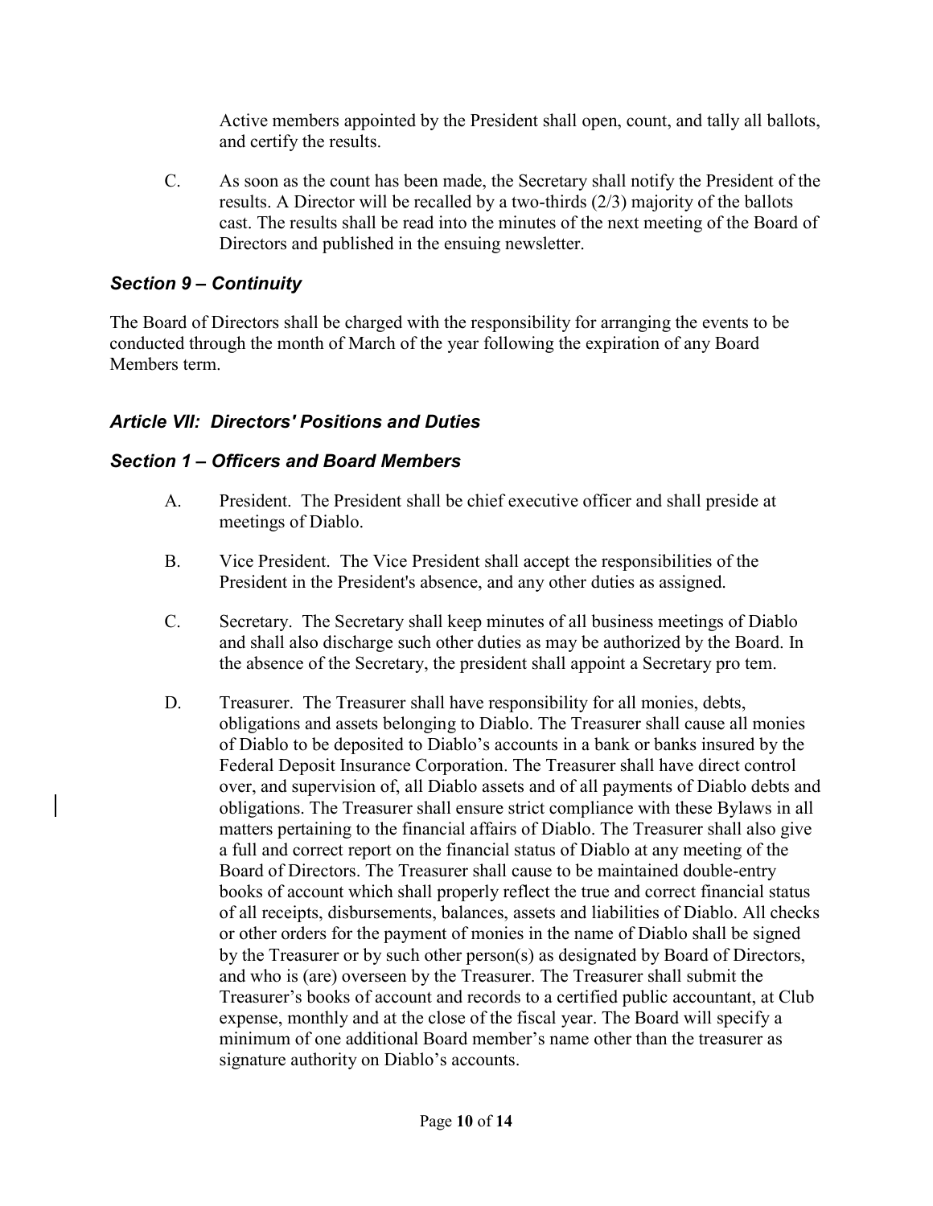Active members appointed by the President shall open, count, and tally all ballots, and certify the results.

C. As soon as the count has been made, the Secretary shall notify the President of the results. A Director will be recalled by a two-thirds (2/3) majority of the ballots cast. The results shall be read into the minutes of the next meeting of the Board of Directors and published in the ensuing newsletter.

### *Section 9 – Continuity*

The Board of Directors shall be charged with the responsibility for arranging the events to be conducted through the month of March of the year following the expiration of any Board Members term.

## *Article VII: Directors' Positions and Duties*

### *Section 1 – Officers and Board Members*

A. President. The President shall be chief executive officer and shall preside at meetings of Diablo.

B. Vice President. The Vice President shall accept the responsibilities of the President in the President's absence, and any other duties as assigned.

C. Secretary. The Secretary shall keep minutes of all business meetings of Diablo and shall also discharge such other duties as may be authorized by the Board. In the absence of the Secretary, the president shall appoint a Secretary pro tem.

D. Treasurer. The Treasurer shall have responsibility for all monies, debts, obligations and assets belonging to Diablo. The Treasurer shall cause all monies of Diablo to be deposited to Diablo's accounts in a bank or banks insured by the Federal Deposit Insurance Corporation. The Treasurer shall have direct control over, and supervision of, all Diablo assets and of all payments of Diablo debts and obligations. The Treasurer shall ensure strict compliance with these Bylaws in all matters pertaining to the financial affairs of Diablo. The Treasurer shall also give a full and correct report on the financial status of Diablo at any meeting of the Board of Directors. The Treasurer shall cause to be maintained double-entry books of account which shall properly reflect the true and correct financial status of all receipts, disbursements, balances, assets and liabilities of Diablo. All checks or other orders for the payment of monies in the name of Diablo shall be signed by the Treasurer or by such other person(s) as designated by Board of Directors, and who is (are) overseen by the Treasurer. The Treasurer shall submit the Treasurer's books of account and records to a certified public accountant, at Club expense, monthly and at the close of the fiscal year. The Board will specify a minimum of one additional Board member's name other than the treasurer as signature authority on Diablo's accounts.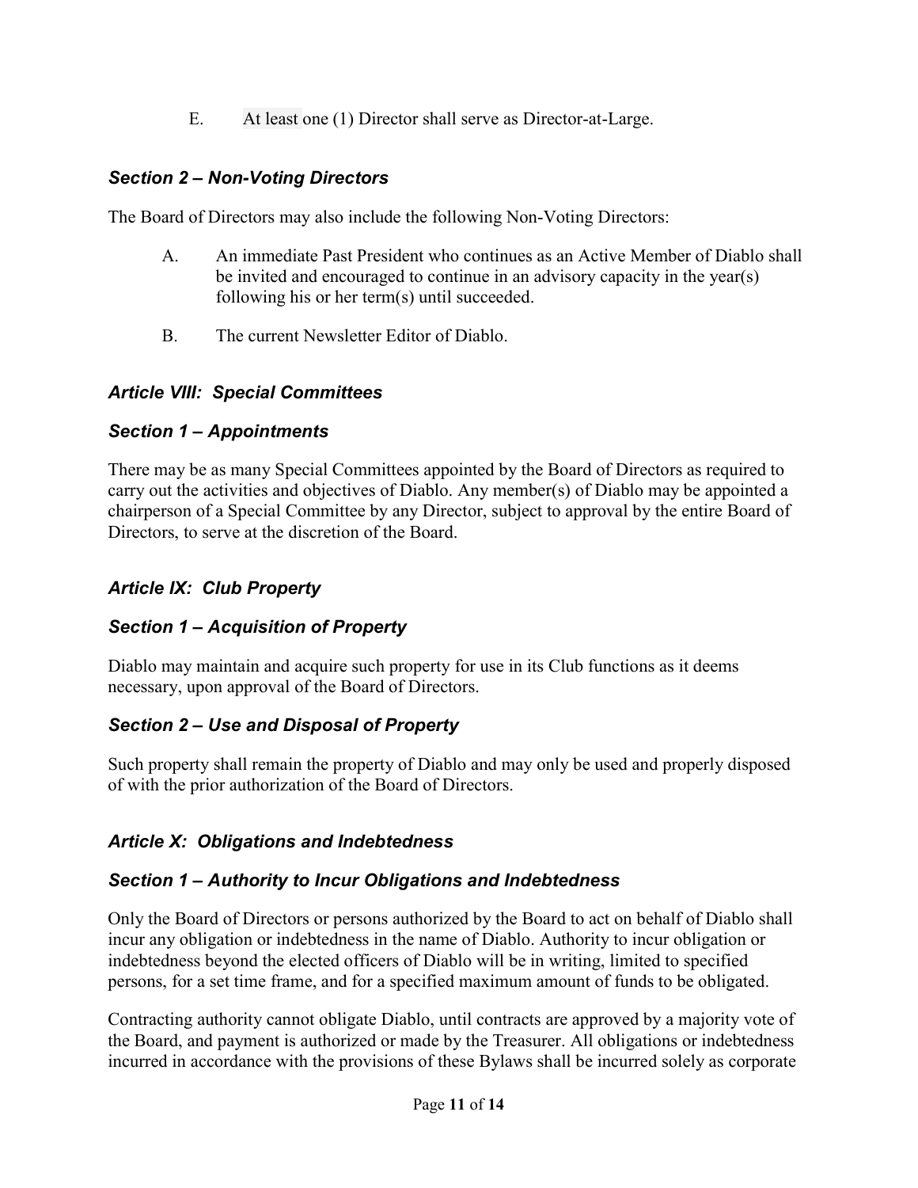E. At least one (1) Director shall serve as Director-at-Large.

### *Section 2 – Non-Voting Directors*

The Board of Directors may also include the following Non-Voting Directors:

A. An immediate Past President who continues as an Active Member of Diablo shall be invited and encouraged to continue in an advisory capacity in the year(s) following his or her term(s) until succeeded.

B. The current Newsletter Editor of Diablo.

## *Article VIII: Special Committees*

### *Section 1 – Appointments*

There may be as many Special Committees appointed by the Board of Directors as required to carry out the activities and objectives of Diablo. Any member(s) of Diablo may be appointed a chairperson of a Special Committee by any Director, subject to approval by the entire Board of Directors, to serve at the discretion of the Board.

## *Article IX: Club Property*

### *Section 1 – Acquisition of Property*

Diablo may maintain and acquire such property for use in its Club functions as it deems necessary, upon approval of the Board of Directors.

### *Section 2 – Use and Disposal of Property*

Such property shall remain the property of Diablo and may only be used and properly disposed of with the prior authorization of the Board of Directors.

## *Article X: Obligations and Indebtedness*

### *Section 1 – Authority to Incur Obligations and Indebtedness*

Only the Board of Directors or persons authorized by the Board to act on behalf of Diablo shall incur any obligation or indebtedness in the name of Diablo. Authority to incur obligation or indebtedness beyond the elected officers of Diablo will be in writing, limited to specified persons, for a set time frame, and for a specified maximum amount of funds to be obligated.

Contracting authority cannot obligate Diablo, until contracts are approved by a majority vote of the Board, and payment is authorized or made by the Treasurer. All obligations or indebtedness incurred in accordance with the provisions of these Bylaws shall be incurred solely as corporate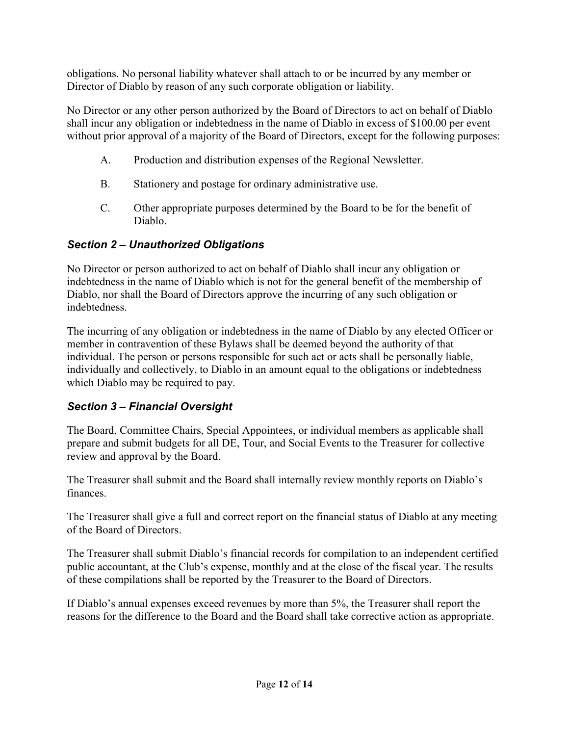obligations. No personal liability whatever shall attach to or be incurred by any member or Director of Diablo by reason of any such corporate obligation or liability.

No Director or any other person authorized by the Board of Directors to act on behalf of Diablo shall incur any obligation or indebtedness in the name of Diablo in excess of $100.00 per event without prior approval of a majority of the Board of Directors, except for the following purposes:

A. Production and distribution expenses of the Regional Newsletter.

B. Stationery and postage for ordinary administrative use.

C. Other appropriate purposes determined by the Board to be for the benefit of Diablo.

### *Section 2 – Unauthorized Obligations*

No Director or person authorized to act on behalf of Diablo shall incur any obligation or indebtedness in the name of Diablo which is not for the general benefit of the membership of Diablo, nor shall the Board of Directors approve the incurring of any such obligation or indebtedness.

The incurring of any obligation or indebtedness in the name of Diablo by any elected Officer or member in contravention of these Bylaws shall be deemed beyond the authority of that individual. The person or persons responsible for such act or acts shall be personally liable, individually and collectively, to Diablo in an amount equal to the obligations or indebtedness which Diablo may be required to pay.

### *Section 3 – Financial Oversight*

The Board, Committee Chairs, Special Appointees, or individual members as applicable shall prepare and submit budgets for all DE, Tour, and Social Events to the Treasurer for collective review and approval by the Board.

The Treasurer shall submit and the Board shall internally review monthly reports on Diablo's finances.

The Treasurer shall give a full and correct report on the financial status of Diablo at any meeting of the Board of Directors.

The Treasurer shall submit Diablo's financial records for compilation to an independent certified public accountant, at the Club's expense, monthly and at the close of the fiscal year. The results of these compilations shall be reported by the Treasurer to the Board of Directors.

If Diablo's annual expenses exceed revenues by more than 5%, the Treasurer shall report the reasons for the difference to the Board and the Board shall take corrective action as appropriate.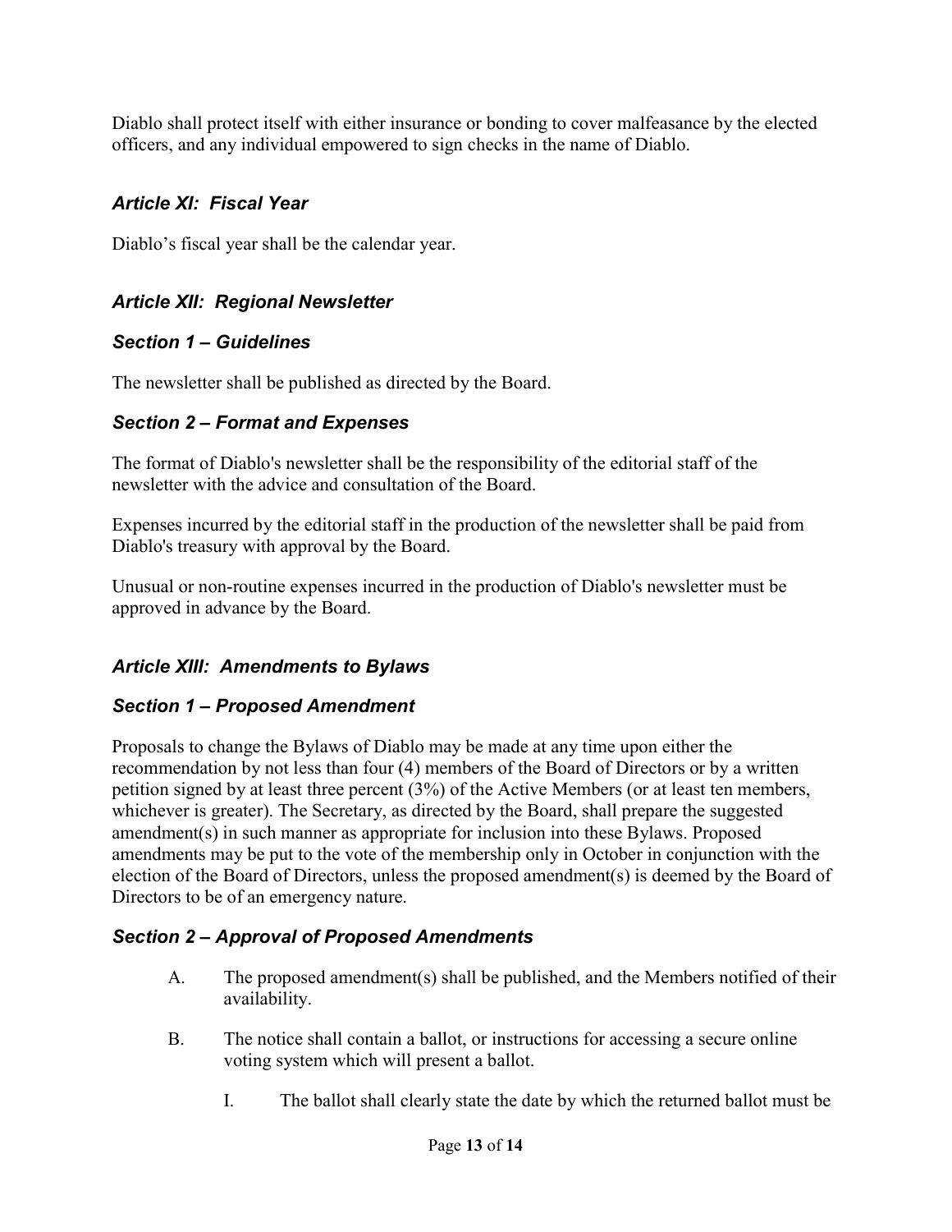Diablo shall protect itself with either insurance or bonding to cover malfeasance by the elected officers, and any individual empowered to sign checks in the name of Diablo.

## *Article XI: Fiscal Year*

Diablo's fiscal year shall be the calendar year.

## *Article XII: Regional Newsletter*

### *Section 1 – Guidelines*

The newsletter shall be published as directed by the Board.

### *Section 2 – Format and Expenses*

The format of Diablo's newsletter shall be the responsibility of the editorial staff of the newsletter with the advice and consultation of the Board.

Expenses incurred by the editorial staff in the production of the newsletter shall be paid from Diablo's treasury with approval by the Board.

Unusual or non-routine expenses incurred in the production of Diablo's newsletter must be approved in advance by the Board.

## *Article XIII: Amendments to Bylaws*

### *Section 1 – Proposed Amendment*

Proposals to change the Bylaws of Diablo may be made at any time upon either the recommendation by not less than four (4) members of the Board of Directors or by a written petition signed by at least three percent (3%) of the Active Members (or at least ten members, whichever is greater). The Secretary, as directed by the Board, shall prepare the suggested amendment(s) in such manner as appropriate for inclusion into these Bylaws. Proposed amendments may be put to the vote of the membership only in October in conjunction with the election of the Board of Directors, unless the proposed amendment(s) is deemed by the Board of Directors to be of an emergency nature.

### *Section 2 – Approval of Proposed Amendments*

A. The proposed amendment(s) shall be published, and the Members notified of their availability.

B. The notice shall contain a ballot, or instructions for accessing a secure online voting system which will present a ballot.

    I. The ballot shall clearly state the date by which the returned ballot must be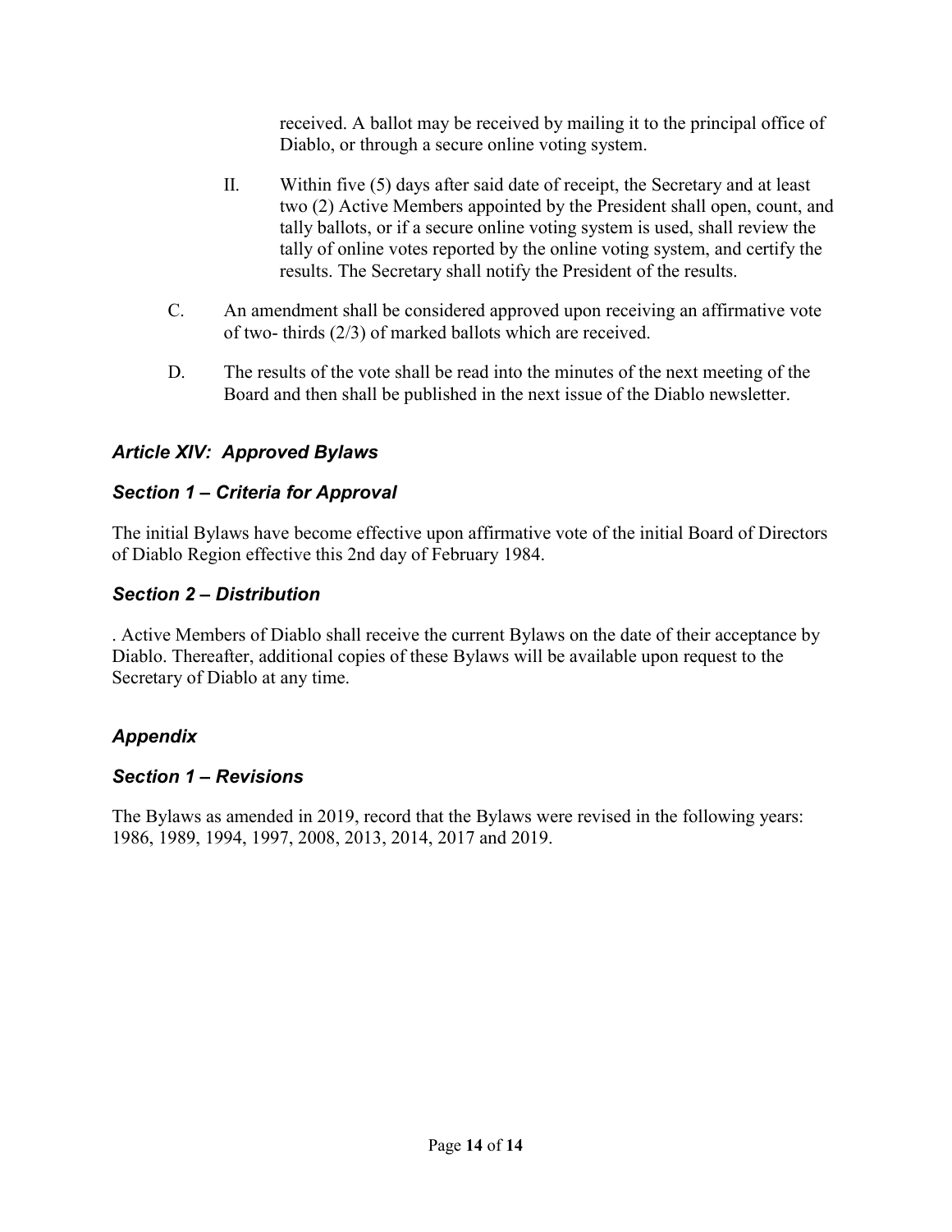received. A ballot may be received by mailing it to the principal office of Diablo, or through a secure online voting system.

II. Within five (5) days after said date of receipt, the Secretary and at least two (2) Active Members appointed by the President shall open, count, and tally ballots, or if a secure online voting system is used, shall review the tally of online votes reported by the online voting system, and certify the results. The Secretary shall notify the President of the results.

C. An amendment shall be considered approved upon receiving an affirmative vote of two- thirds (2/3) of marked ballots which are received.

D. The results of the vote shall be read into the minutes of the next meeting of the Board and then shall be published in the next issue of the Diablo newsletter.

### *Article XIV: Approved Bylaws*

### *Section 1 – Criteria for Approval*

The initial Bylaws have become effective upon affirmative vote of the initial Board of Directors of Diablo Region effective this 2nd day of February 1984.

### *Section 2 – Distribution*

. Active Members of Diablo shall receive the current Bylaws on the date of their acceptance by Diablo. Thereafter, additional copies of these Bylaws will be available upon request to the Secretary of Diablo at any time.

### *Appendix*

### *Section 1 – Revisions*

The Bylaws as amended in 2019, record that the Bylaws were revised in the following years: 1986, 1989, 1994, 1997, 2008, 2013, 2014, 2017 and 2019.